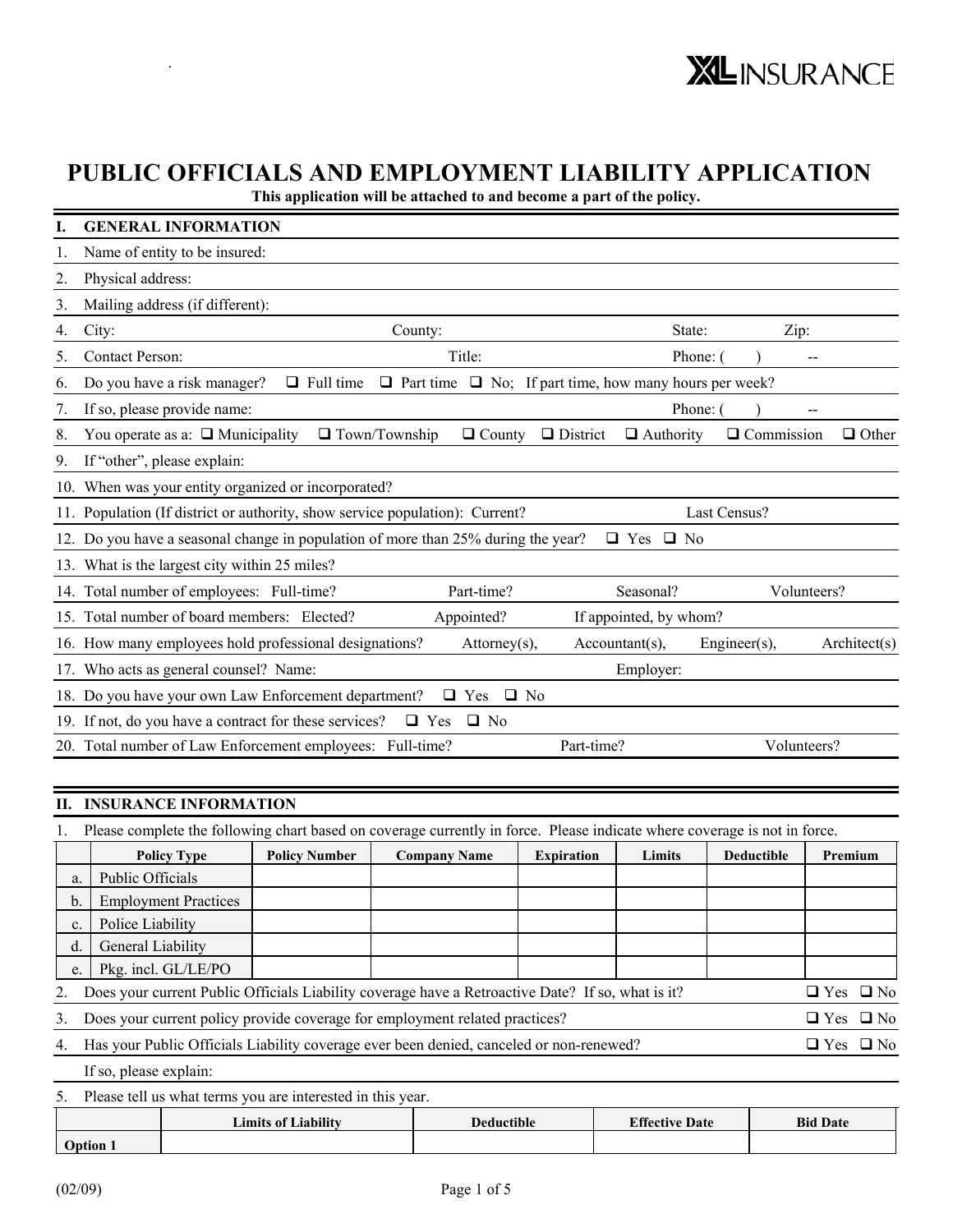XL INSURANCE

# PUBLIC OFFICIALS AND EMPLOYMENT LIABILITY APPLICATION

**This application will be attached to and become a part of the policy.**

## I. GENERAL INFORMATION

1. Name of entity to be insured:
2. Physical address:
3. Mailing address (if different):
4. City: County: State: Zip:
5. Contact Person: Title: Phone: ( ) --
6. Do you have a risk manager? ❑ Full time ❑ Part time ❑ No; If part time, how many hours per week?
7. If so, please provide name: Phone: ( ) --
8. You operate as a: ❑ Municipality ❑ Town/Township ❑ County ❑ District ❑ Authority ❑ Commission ❑ Other
9. If "other", please explain:
10. When was your entity organized or incorporated?
11. Population (If district or authority, show service population): Current? Last Census?
12. Do you have a seasonal change in population of more than 25% during the year? ❑ Yes ❑ No
13. What is the largest city within 25 miles?
14. Total number of employees: Full-time? Part-time? Seasonal? Volunteers?
15. Total number of board members: Elected? Appointed? If appointed, by whom?
16. How many employees hold professional designations? Attorney(s), Accountant(s), Engineer(s), Architect(s)
17. Who acts as general counsel? Name: Employer:
18. Do you have your own Law Enforcement department? ❑ Yes ❑ No
19. If not, do you have a contract for these services? ❑ Yes ❑ No
20. Total number of Law Enforcement employees: Full-time? Part-time? Volunteers?

## II. INSURANCE INFORMATION

1. Please complete the following chart based on coverage currently in force. Please indicate where coverage is not in force.

| | Policy Type | Policy Number | Company Name | Expiration | Limits | Deductible | Premium |
|---|---|---|---|---|---|---|---|
| a. | Public Officials | | | | | | |
| b. | Employment Practices | | | | | | |
| c. | Police Liability | | | | | | |
| d. | General Liability | | | | | | |
| e. | Pkg. incl. GL/LE/PO | | | | | | |

2. Does your current Public Officials Liability coverage have a Retroactive Date? If so, what is it? ❑ Yes ❑ No
3. Does your current policy provide coverage for employment related practices? ❑ Yes ❑ No
4. Has your Public Officials Liability coverage ever been denied, canceled or non-renewed? ❑ Yes ❑ No

   If so, please explain:

5. Please tell us what terms you are interested in this year.

| | Limits of Liability | Deductible | Effective Date | Bid Date |
|---|---|---|---|---|
| **Option 1** | | | | |

(02/09)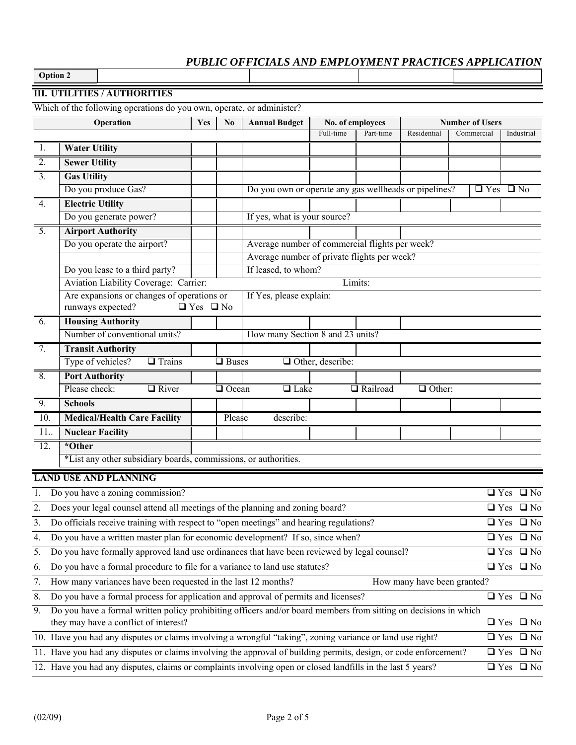# PUBLIC OFFICIALS AND EMPLOYMENT PRACTICES APPLICATION

**Option 2**

## III. UTILITIES / AUTHORITIES

Which of the following operations do you own, operate, or administer?

| | Operation | Yes | No | Annual Budget | No. of employees | | Number of Users | | |
|---|---|---|---|---|---|---|---|---|---|
| | | | | | Full-time | Part-time | Residential | Commercial | Industrial |
| 1. | **Water Utility** | | | | | | | | |
| 2. | **Sewer Utility** | | | | | | | | |
| 3. | **Gas Utility** | | | | | | | | |
| | Do you produce Gas? | | | Do you own or operate any gas wellheads or pipelines? ❑ Yes ❑ No | | | | | |
| 4. | **Electric Utility** | | | | | | | | |
| | Do you generate power? | | | If yes, what is your source? | | | | | |
| 5. | **Airport Authority** | | | | | | | | |
| | Do you operate the airport? | | | Average number of commercial flights per week? | | | | | |
| | | | | Average number of private flights per week? | | | | | |
| | Do you lease to a third party? | | | If leased, to whom? | | | | | |
| | Aviation Liability Coverage: Carrier: | | | | Limits: | | | | |
| | Are expansions or changes of operations or runways expected? ❑ Yes ❑ No | | | If Yes, please explain: | | | | | |
| 6. | **Housing Authority** | | | | | | | | |
| | Number of conventional units? | | | How many Section 8 and 23 units? | | | | | |
| 7. | **Transit Authority** | | | | | | | | |
| | Type of vehicles? ❑ Trains | | ❑ Buses | ❑ Other, describe: | | | | | |
| 8. | **Port Authority** | | | | | | | | |
| | Please check: ❑ River | | ❑ Ocean | ❑ Lake | | ❑ Railroad | ❑ Other: | | |
| 9. | **Schools** | | | | | | | | |
| 10. | **Medical/Health Care Facility** | | Please describe: | | | | | | |
| 11.. | **Nuclear Facility** | | | | | | | | |
| 12. | ***Other** | | | | | | | | |
| | *List any other subsidiary boards, commissions, or authorities. | | | | | | | | |

## LAND USE AND PLANNING

1. Do you have a zoning commission? ❑ Yes ❑ No
2. Does your legal counsel attend all meetings of the planning and zoning board? ❑ Yes ❑ No
3. Do officials receive training with respect to "open meetings" and hearing regulations? ❑ Yes ❑ No
4. Do you have a written master plan for economic development? If so, since when? ❑ Yes ❑ No
5. Do you have formally approved land use ordinances that have been reviewed by legal counsel? ❑ Yes ❑ No
6. Do you have a formal procedure to file for a variance to land use statutes? ❑ Yes ❑ No
7. How many variances have been requested in the last 12 months? How many have been granted?
8. Do you have a formal process for application and approval of permits and licenses? ❑ Yes ❑ No
9. Do you have a formal written policy prohibiting officers and/or board members from sitting on decisions in which they may have a conflict of interest? ❑ Yes ❑ No
10. Have you had any disputes or claims involving a wrongful "taking", zoning variance or land use right? ❑ Yes ❑ No
11. Have you had any disputes or claims involving the approval of building permits, design, or code enforcement? ❑ Yes ❑ No
12. Have you had any disputes, claims or complaints involving open or closed landfills in the last 5 years? ❑ Yes ❑ No

(02/09)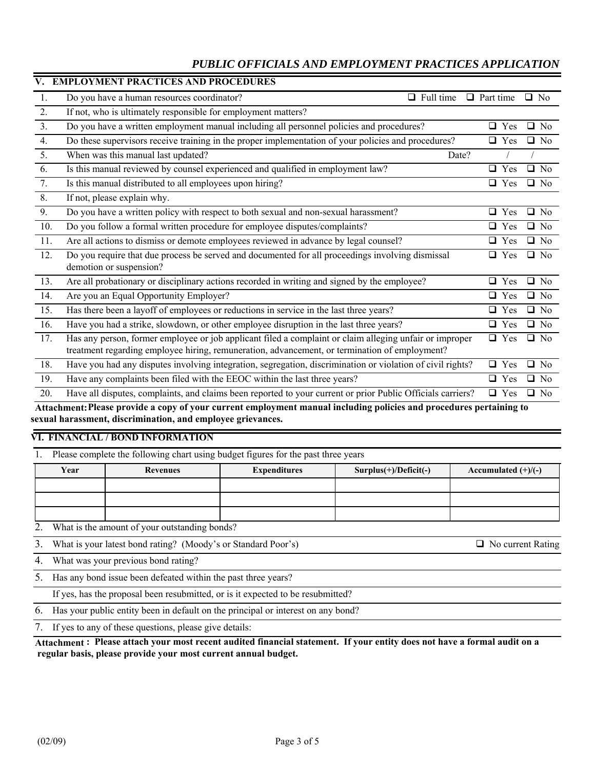## PUBLIC OFFICIALS AND EMPLOYMENT PRACTICES APPLICATION

### V. EMPLOYMENT PRACTICES AND PROCEDURES

| | | |
|---|---|---|
| 1. | Do you have a human resources coordinator? | ❑ Full time ❑ Part time ❑ No |
| 2. | If not, who is ultimately responsible for employment matters? | |
| 3. | Do you have a written employment manual including all personnel policies and procedures? | ❑ Yes ❑ No |
| 4. | Do these supervisors receive training in the proper implementation of your policies and procedures? | ❑ Yes ❑ No |
| 5. | When was this manual last updated? Date? | / / |
| 6. | Is this manual reviewed by counsel experienced and qualified in employment law? | ❑ Yes ❑ No |
| 7. | Is this manual distributed to all employees upon hiring? | ❑ Yes ❑ No |
| 8. | If not, please explain why. | |
| 9. | Do you have a written policy with respect to both sexual and non-sexual harassment? | ❑ Yes ❑ No |
| 10. | Do you follow a formal written procedure for employee disputes/complaints? | ❑ Yes ❑ No |
| 11. | Are all actions to dismiss or demote employees reviewed in advance by legal counsel? | ❑ Yes ❑ No |
| 12. | Do you require that due process be served and documented for all proceedings involving dismissal demotion or suspension? | ❑ Yes ❑ No |
| 13. | Are all probationary or disciplinary actions recorded in writing and signed by the employee? | ❑ Yes ❑ No |
| 14. | Are you an Equal Opportunity Employer? | ❑ Yes ❑ No |
| 15. | Has there been a layoff of employees or reductions in service in the last three years? | ❑ Yes ❑ No |
| 16. | Have you had a strike, slowdown, or other employee disruption in the last three years? | ❑ Yes ❑ No |
| 17. | Has any person, former employee or job applicant filed a complaint or claim alleging unfair or improper treatment regarding employee hiring, remuneration, advancement, or termination of employment? | ❑ Yes ❑ No |
| 18. | Have you had any disputes involving integration, segregation, discrimination or violation of civil rights? | ❑ Yes ❑ No |
| 19. | Have any complaints been filed with the EEOC within the last three years? | ❑ Yes ❑ No |
| 20. | Have all disputes, complaints, and claims been reported to your current or prior Public Officials carriers? | ❑ Yes ❑ No |

**Attachment: Please provide a copy of your current employment manual including policies and procedures pertaining to sexual harassment, discrimination, and employee grievances.**

### VI. FINANCIAL / BOND INFORMATION

1. Please complete the following chart using budget figures for the past three years

| Year | Revenues | Expenditures | Surplus(+)/Deficit(-) | Accumulated (+)/(-) |
|---|---|---|---|---|
| | | | | |
| | | | | |
| | | | | |

2. What is the amount of your outstanding bonds?
3. What is your latest bond rating? (Moody's or Standard Poor's) ❑ No current Rating
4. What was your previous bond rating?
5. Has any bond issue been defeated within the past three years?

   If yes, has the proposal been resubmitted, or is it expected to be resubmitted?
6. Has your public entity been in default on the principal or interest on any bond?
7. If yes to any of these questions, please give details:

**Attachment : Please attach your most recent audited financial statement. If your entity does not have a formal audit on a regular basis, please provide your most current annual budget.**

(02/09)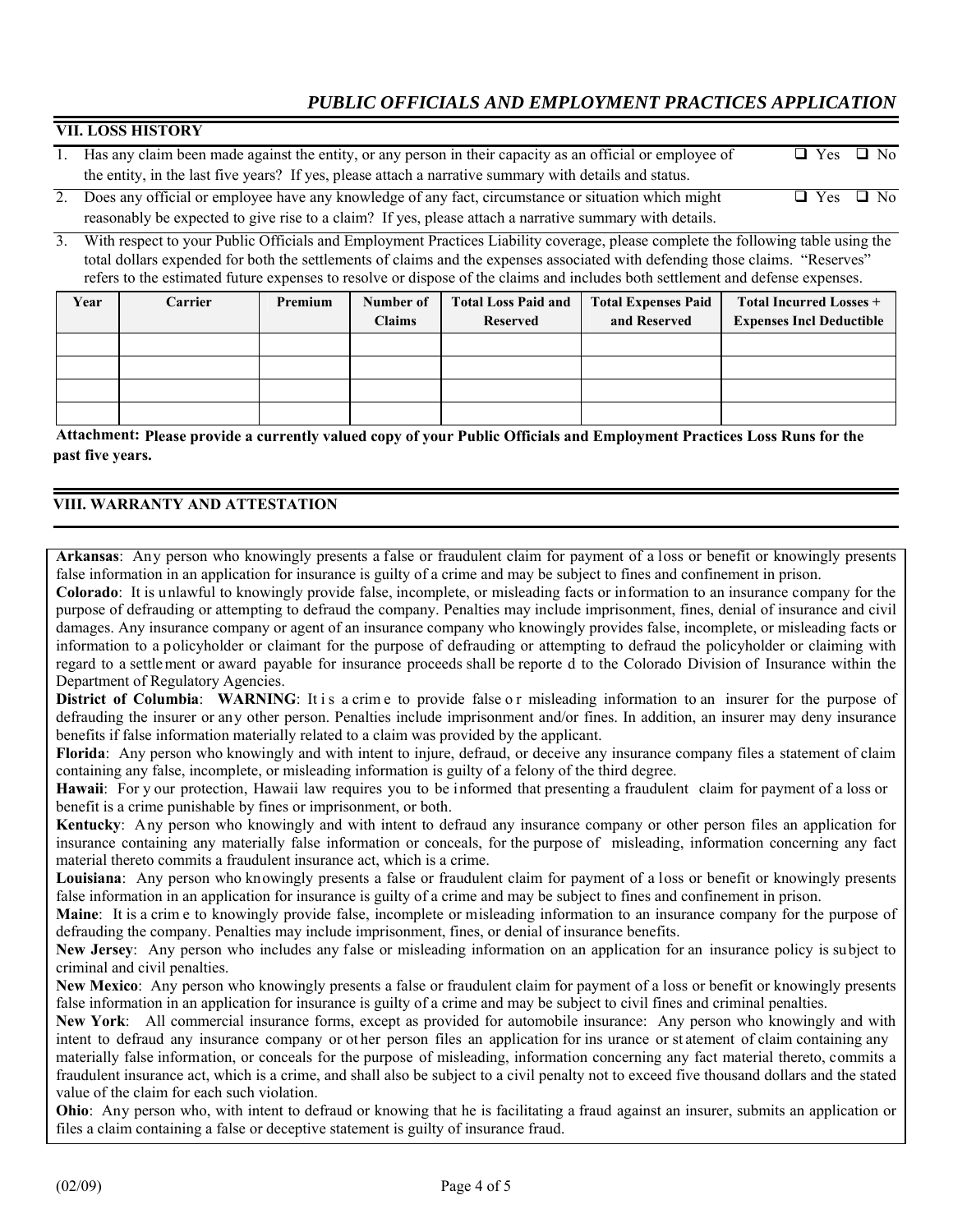## VII. LOSS HISTORY

1. Has any claim been made against the entity, or any person in their capacity as an official or employee of the entity, in the last five years? If yes, please attach a narrative summary with details and status. ☐ Yes ☐ No

2. Does any official or employee have any knowledge of any fact, circumstance or situation which might reasonably be expected to give rise to a claim? If yes, please attach a narrative summary with details. ☐ Yes ☐ No

3. With respect to your Public Officials and Employment Practices Liability coverage, please complete the following table using the total dollars expended for both the settlements of claims and the expenses associated with defending those claims. "Reserves" refers to the estimated future expenses to resolve or dispose of the claims and includes both settlement and defense expenses.

| Year | Carrier | Premium | Number of Claims | Total Loss Paid and Reserved | Total Expenses Paid and Reserved | Total Incurred Losses + Expenses Incl Deductible |
|---|---|---|---|---|---|---|
| | | | | | | |
| | | | | | | |
| | | | | | | |
| | | | | | | |

**Attachment: Please provide a currently valued copy of your Public Officials and Employment Practices Loss Runs for the past five years.**

## VIII. WARRANTY AND ATTESTATION

**Arkansas**: Any person who knowingly presents a false or fraudulent claim for payment of a loss or benefit or knowingly presents false information in an application for insurance is guilty of a crime and may be subject to fines and confinement in prison.

**Colorado**: It is unlawful to knowingly provide false, incomplete, or misleading facts or information to an insurance company for the purpose of defrauding or attempting to defraud the company. Penalties may include imprisonment, fines, denial of insurance and civil damages. Any insurance company or agent of an insurance company who knowingly provides false, incomplete, or misleading facts or information to a policyholder or claimant for the purpose of defrauding or attempting to defraud the policyholder or claiming with regard to a settlement or award payable for insurance proceeds shall be reported to the Colorado Division of Insurance within the Department of Regulatory Agencies.

**District of Columbia**: **WARNING**: It is a crime to provide false or misleading information to an insurer for the purpose of defrauding the insurer or any other person. Penalties include imprisonment and/or fines. In addition, an insurer may deny insurance benefits if false information materially related to a claim was provided by the applicant.

**Florida**: Any person who knowingly and with intent to injure, defraud, or deceive any insurance company files a statement of claim containing any false, incomplete, or misleading information is guilty of a felony of the third degree.

**Hawaii**: For your protection, Hawaii law requires you to be informed that presenting a fraudulent claim for payment of a loss or benefit is a crime punishable by fines or imprisonment, or both.

**Kentucky**: Any person who knowingly and with intent to defraud any insurance company or other person files an application for insurance containing any materially false information or conceals, for the purpose of misleading, information concerning any fact material thereto commits a fraudulent insurance act, which is a crime.

**Louisiana**: Any person who knowingly presents a false or fraudulent claim for payment of a loss or benefit or knowingly presents false information in an application for insurance is guilty of a crime and may be subject to fines and confinement in prison.

**Maine**: It is a crime to knowingly provide false, incomplete or misleading information to an insurance company for the purpose of defrauding the company. Penalties may include imprisonment, fines, or denial of insurance benefits.

**New Jersey**: Any person who includes any false or misleading information on an application for an insurance policy is subject to criminal and civil penalties.

**New Mexico**: Any person who knowingly presents a false or fraudulent claim for payment of a loss or benefit or knowingly presents false information in an application for insurance is guilty of a crime and may be subject to civil fines and criminal penalties.

**New York**: All commercial insurance forms, except as provided for automobile insurance: Any person who knowingly and with intent to defraud any insurance company or other person files an application for insurance or statement of claim containing any materially false information, or conceals for the purpose of misleading, information concerning any fact material thereto, commits a fraudulent insurance act, which is a crime, and shall also be subject to a civil penalty not to exceed five thousand dollars and the stated value of the claim for each such violation.

**Ohio**: Any person who, with intent to defraud or knowing that he is facilitating a fraud against an insurer, submits an application or files a claim containing a false or deceptive statement is guilty of insurance fraud.

(02/09)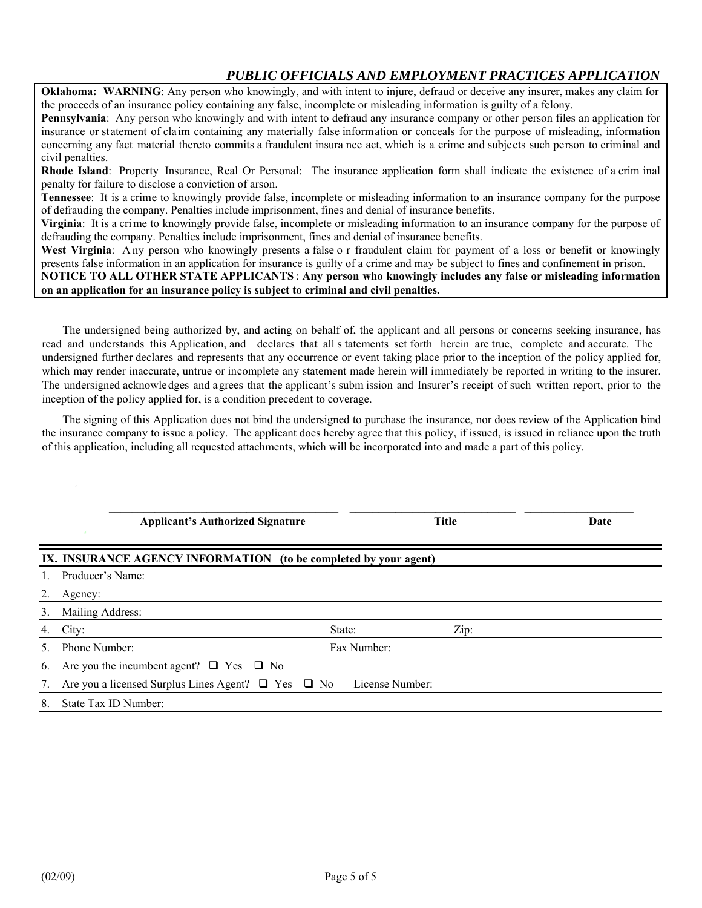*PUBLIC OFFICIALS AND EMPLOYMENT PRACTICES APPLICATION*

**Oklahoma: WARNING**: Any person who knowingly, and with intent to injure, defraud or deceive any insurer, makes any claim for the proceeds of an insurance policy containing any false, incomplete or misleading information is guilty of a felony.

**Pennsylvania**: Any person who knowingly and with intent to defraud any insurance company or other person files an application for insurance or statement of claim containing any materially false information or conceals for the purpose of misleading, information concerning any fact material thereto commits a fraudulent insurance act, which is a crime and subjects such person to criminal and civil penalties.

**Rhode Island**: Property Insurance, Real Or Personal: The insurance application form shall indicate the existence of a criminal penalty for failure to disclose a conviction of arson.

**Tennessee**: It is a crime to knowingly provide false, incomplete or misleading information to an insurance company for the purpose of defrauding the company. Penalties include imprisonment, fines and denial of insurance benefits.

**Virginia**: It is a crime to knowingly provide false, incomplete or misleading information to an insurance company for the purpose of defrauding the company. Penalties include imprisonment, fines and denial of insurance benefits.

**West Virginia**: Any person who knowingly presents a false or fraudulent claim for payment of a loss or benefit or knowingly presents false information in an application for insurance is guilty of a crime and may be subject to fines and confinement in prison.

**NOTICE TO ALL OTHER STATE APPLICANTS**: **Any person who knowingly includes any false or misleading information on an application for an insurance policy is subject to criminal and civil penalties.**

The undersigned being authorized by, and acting on behalf of, the applicant and all persons or concerns seeking insurance, has read and understands this Application, and declares that all statements set forth herein are true, complete and accurate. The undersigned further declares and represents that any occurrence or event taking place prior to the inception of the policy applied for, which may render inaccurate, untrue or incomplete any statement made herein will immediately be reported in writing to the insurer. The undersigned acknowledges and agrees that the applicant's submission and Insurer's receipt of such written report, prior to the inception of the policy applied for, is a condition precedent to coverage.

The signing of this Application does not bind the undersigned to purchase the insurance, nor does review of the Application bind the insurance company to issue a policy. The applicant does hereby agree that this policy, if issued, is issued in reliance upon the truth of this application, including all requested attachments, which will be incorporated into and made a part of this policy.

| **Applicant's Authorized Signature** | **Title** | **Date** |
|---|---|---|
| | | |

## IX. INSURANCE AGENCY INFORMATION (to be completed by your agent)

1. Producer's Name:
2. Agency:
3. Mailing Address:
4. City: State: Zip:
5. Phone Number: Fax Number:
6. Are you the incumbent agent? ☐ Yes ☐ No
7. Are you a licensed Surplus Lines Agent? ☐ Yes ☐ No License Number:
8. State Tax ID Number:

(02/09)